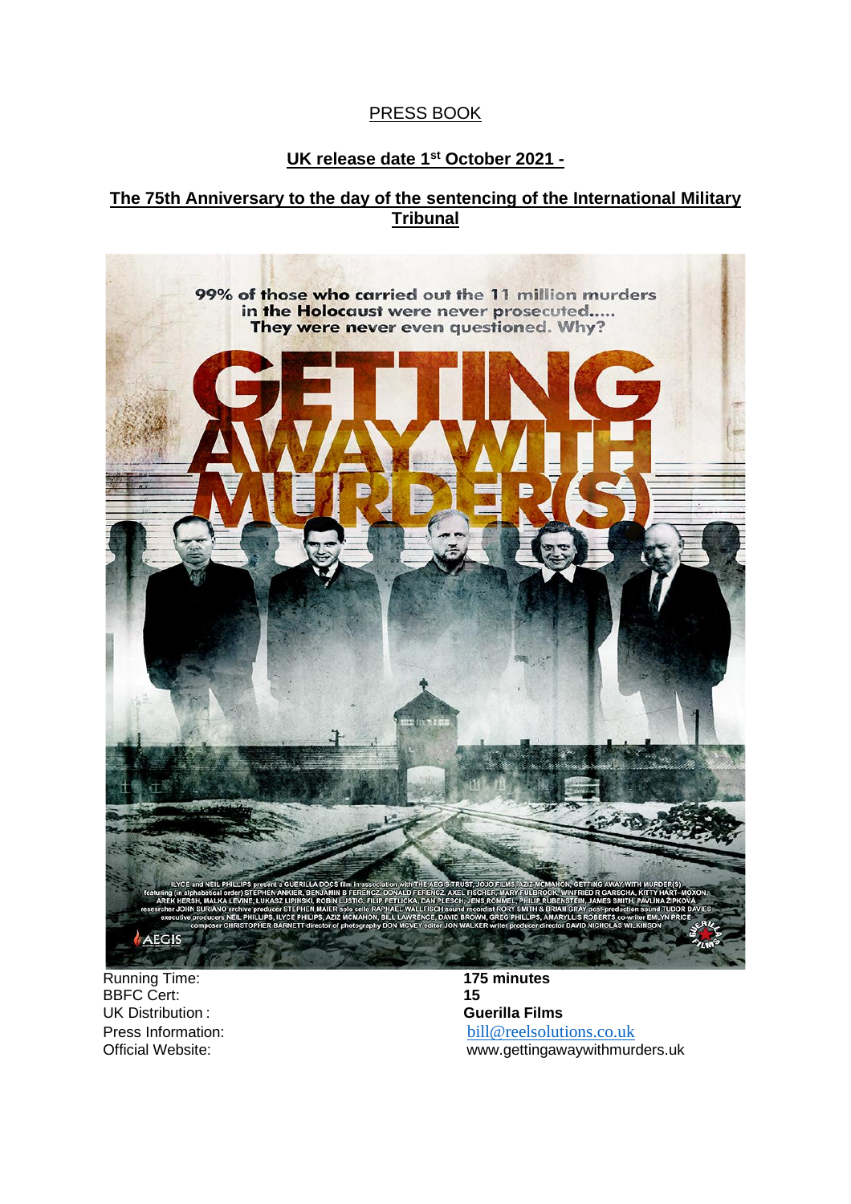PRESS BOOK

## UK release date 1st October 2021 -

## The 75th Anniversary to the day of the sentencing of the International Military Tribunal

99% of those who carried out the 11 million murders in the Holocaust were never prosecuted..... They were never even questioned. Why?

# GETTING AWAY WITH MURDER(S)

ILYCE and NEIL PHILLIPS present a GUERILLA DOCS film in association with THE AEGIS TRUST, JOJO FILMS, AZIZ MCMAHON, GETTING AWAY WITH MURDER(S) featuring (in alphabetical order) STEPHEN ANKIER, BENJAMIN B FERENCZ, DONALD FERENCZ, AXEL FISCHER, MARY FULBROOK, WINFRIED R GARSCHA, KITTY HART-MOXON, AREK HERSH, MALKA LEVINE, LUKASZ LIPINSKI, ROBIN LUSTIG, FILIP PETLICKA, DAN PLESCH, JENS ROMMEL, PHILIP RUBENSTEIN, JAMES SMITH, PAVLINA ZIPKOVA researcher JOHN SURIANO archive producer STEPHEN MAIER solo cello RAPHAEL WALLFISCH sound recordist RORY SMITH & BRIAN GRAY post-production sound TUDOR DAVIES executive producers NEIL PHILLIPS, ILYCE PHILIPS, AZIZ MCMAHON, BILL LAWRENCE, DAVID BROWN, GREG PHILLIPS, AMARYLLIS ROBERTS co-writer EMLYN PRICE composer CHRISTOPHER BARNETT director of photography DON MCVEY editor JON WALKER writer producer director DAVID NICHOLAS WILKINSON

AEGIS

| | |
|---|---|
| Running Time: | **175 minutes** |
| BBFC Cert: | **15** |
| UK Distribution : | **Guerilla Films** |
| Press Information: | bill@reelsolutions.co.uk |
| Official Website: | www.gettingawaywithmurders.uk |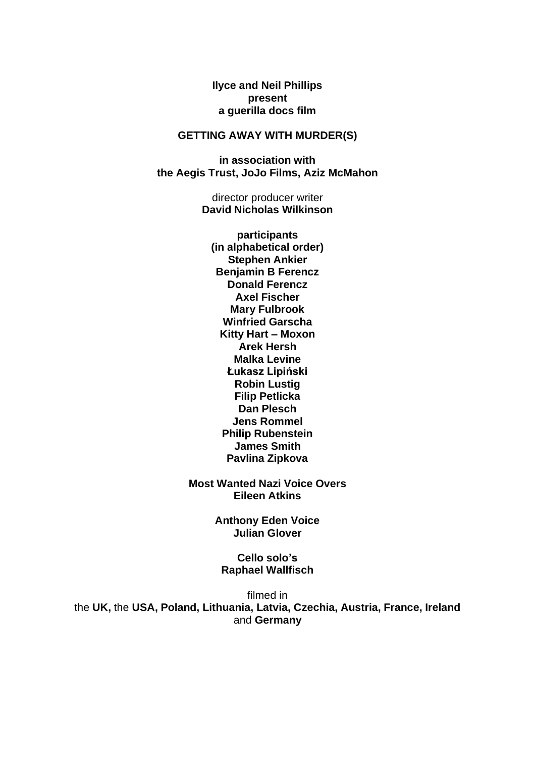**Ilyce and Neil Phillips**
**present**
**a guerilla docs film**

**GETTING AWAY WITH MURDER(S)**

**in association with**
**the Aegis Trust, JoJo Films, Aziz McMahon**

director producer writer
**David Nicholas Wilkinson**

**participants**
**(in alphabetical order)**
**Stephen Ankier**
**Benjamin B Ferencz**
**Donald Ferencz**
**Axel Fischer**
**Mary Fulbrook**
**Winfried Garscha**
**Kitty Hart – Moxon**
**Arek Hersh**
**Malka Levine**
**Łukasz Lipiński**
**Robin Lustig**
**Filip Petlicka**
**Dan Plesch**
**Jens Rommel**
**Philip Rubenstein**
**James Smith**
**Pavlina Zipkova**

**Most Wanted Nazi Voice Overs**
**Eileen Atkins**

**Anthony Eden Voice**
**Julian Glover**

**Cello solo's**
**Raphael Wallfisch**

filmed in
the **UK,** the **USA, Poland, Lithuania, Latvia, Czechia, Austria, France, Ireland** and **Germany**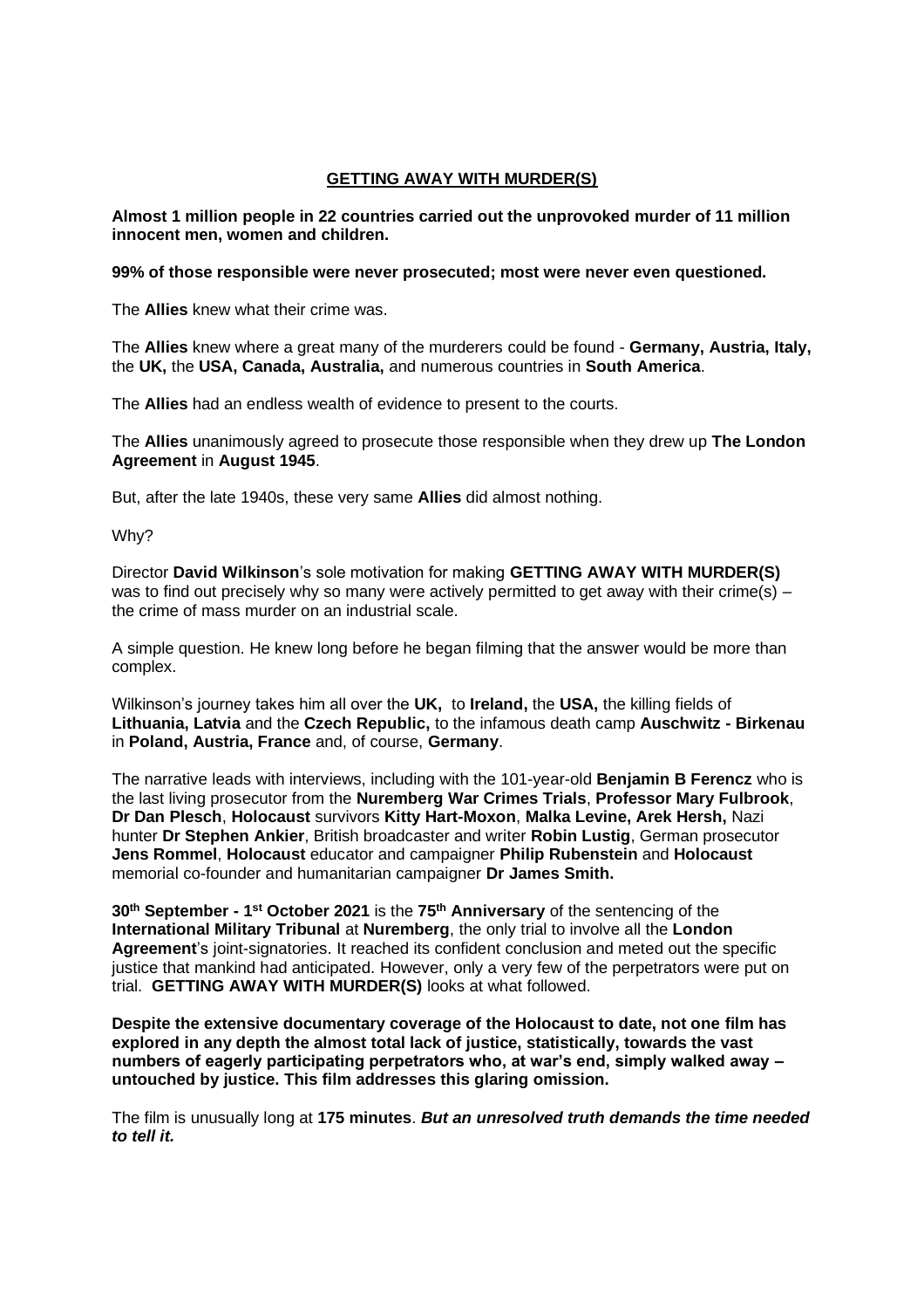**GETTING AWAY WITH MURDER(S)**

**Almost 1 million people in 22 countries carried out the unprovoked murder of 11 million innocent men, women and children.**

**99% of those responsible were never prosecuted; most were never even questioned.**

The **Allies** knew what their crime was.

The **Allies** knew where a great many of the murderers could be found - **Germany, Austria, Italy,** the **UK,** the **USA, Canada, Australia,** and numerous countries in **South America**.

The **Allies** had an endless wealth of evidence to present to the courts.

The **Allies** unanimously agreed to prosecute those responsible when they drew up **The London Agreement** in **August 1945**.

But, after the late 1940s, these very same **Allies** did almost nothing.

Why?

Director **David Wilkinson**'s sole motivation for making **GETTING AWAY WITH MURDER(S)** was to find out precisely why so many were actively permitted to get away with their crime(s) – the crime of mass murder on an industrial scale.

A simple question. He knew long before he began filming that the answer would be more than complex.

Wilkinson's journey takes him all over the **UK,** to **Ireland,** the **USA,** the killing fields of **Lithuania, Latvia** and the **Czech Republic,** to the infamous death camp **Auschwitz - Birkenau** in **Poland, Austria, France** and, of course, **Germany**.

The narrative leads with interviews, including with the 101-year-old **Benjamin B Ferencz** who is the last living prosecutor from the **Nuremberg War Crimes Trials**, **Professor Mary Fulbrook**, **Dr Dan Plesch**, **Holocaust** survivors **Kitty Hart-Moxon**, **Malka Levine, Arek Hersh,** Nazi hunter **Dr Stephen Ankier**, British broadcaster and writer **Robin Lustig**, German prosecutor **Jens Rommel**, **Holocaust** educator and campaigner **Philip Rubenstein** and **Holocaust** memorial co-founder and humanitarian campaigner **Dr James Smith.**

**30th September - 1st October 2021** is the **75th Anniversary** of the sentencing of the **International Military Tribunal** at **Nuremberg**, the only trial to involve all the **London Agreement**'s joint-signatories. It reached its confident conclusion and meted out the specific justice that mankind had anticipated. However, only a very few of the perpetrators were put on trial. **GETTING AWAY WITH MURDER(S)** looks at what followed.

**Despite the extensive documentary coverage of the Holocaust to date, not one film has explored in any depth the almost total lack of justice, statistically, towards the vast numbers of eagerly participating perpetrators who, at war's end, simply walked away – untouched by justice. This film addresses this glaring omission.**

The film is unusually long at **175 minutes**. ***But an unresolved truth demands the time needed to tell it.***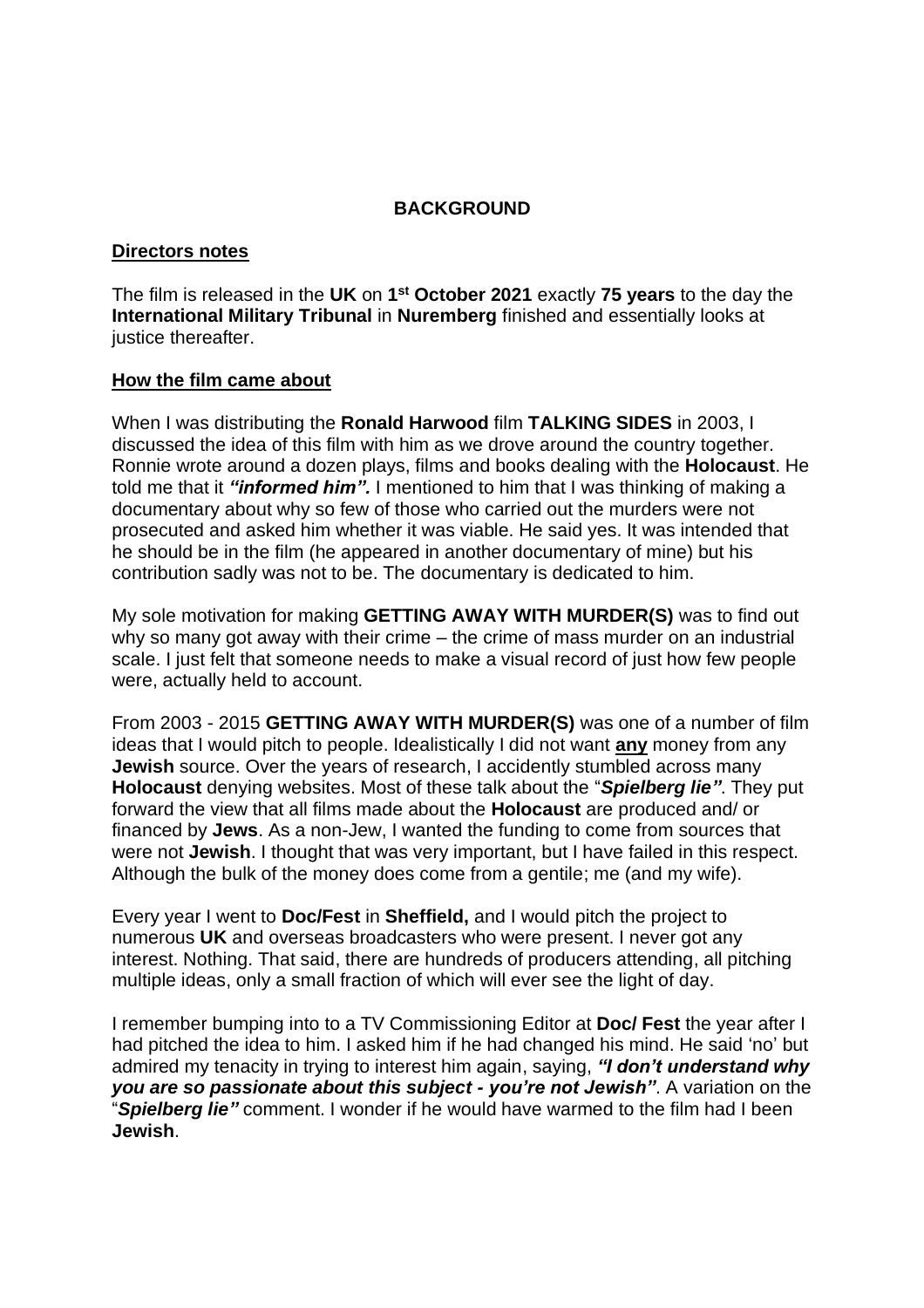## BACKGROUND

**Directors notes**

The film is released in the **UK** on **1st October 2021** exactly **75 years** to the day the **International Military Tribunal** in **Nuremberg** finished and essentially looks at justice thereafter.

**How the film came about**

When I was distributing the **Ronald Harwood** film **TALKING SIDES** in 2003, I discussed the idea of this film with him as we drove around the country together. Ronnie wrote around a dozen plays, films and books dealing with the **Holocaust**. He told me that it ***"informed him".*** I mentioned to him that I was thinking of making a documentary about why so few of those who carried out the murders were not prosecuted and asked him whether it was viable. He said yes. It was intended that he should be in the film (he appeared in another documentary of mine) but his contribution sadly was not to be. The documentary is dedicated to him.

My sole motivation for making **GETTING AWAY WITH MURDER(S)** was to find out why so many got away with their crime – the crime of mass murder on an industrial scale. I just felt that someone needs to make a visual record of just how few people were, actually held to account.

From 2003 - 2015 **GETTING AWAY WITH MURDER(S)** was one of a number of film ideas that I would pitch to people. Idealistically I did not want **any** money from any **Jewish** source. Over the years of research, I accidently stumbled across many **Holocaust** denying websites. Most of these talk about the "***Spielberg lie"***. They put forward the view that all films made about the **Holocaust** are produced and/ or financed by **Jews**. As a non-Jew, I wanted the funding to come from sources that were not **Jewish**. I thought that was very important, but I have failed in this respect. Although the bulk of the money does come from a gentile; me (and my wife).

Every year I went to **Doc/Fest** in **Sheffield,** and I would pitch the project to numerous **UK** and overseas broadcasters who were present. I never got any interest. Nothing. That said, there are hundreds of producers attending, all pitching multiple ideas, only a small fraction of which will ever see the light of day.

I remember bumping into to a TV Commissioning Editor at **Doc/ Fest** the year after I had pitched the idea to him. I asked him if he had changed his mind. He said 'no' but admired my tenacity in trying to interest him again, saying, ***"I don't understand why you are so passionate about this subject - you're not Jewish"***. A variation on the "***Spielberg lie"*** comment. I wonder if he would have warmed to the film had I been **Jewish**.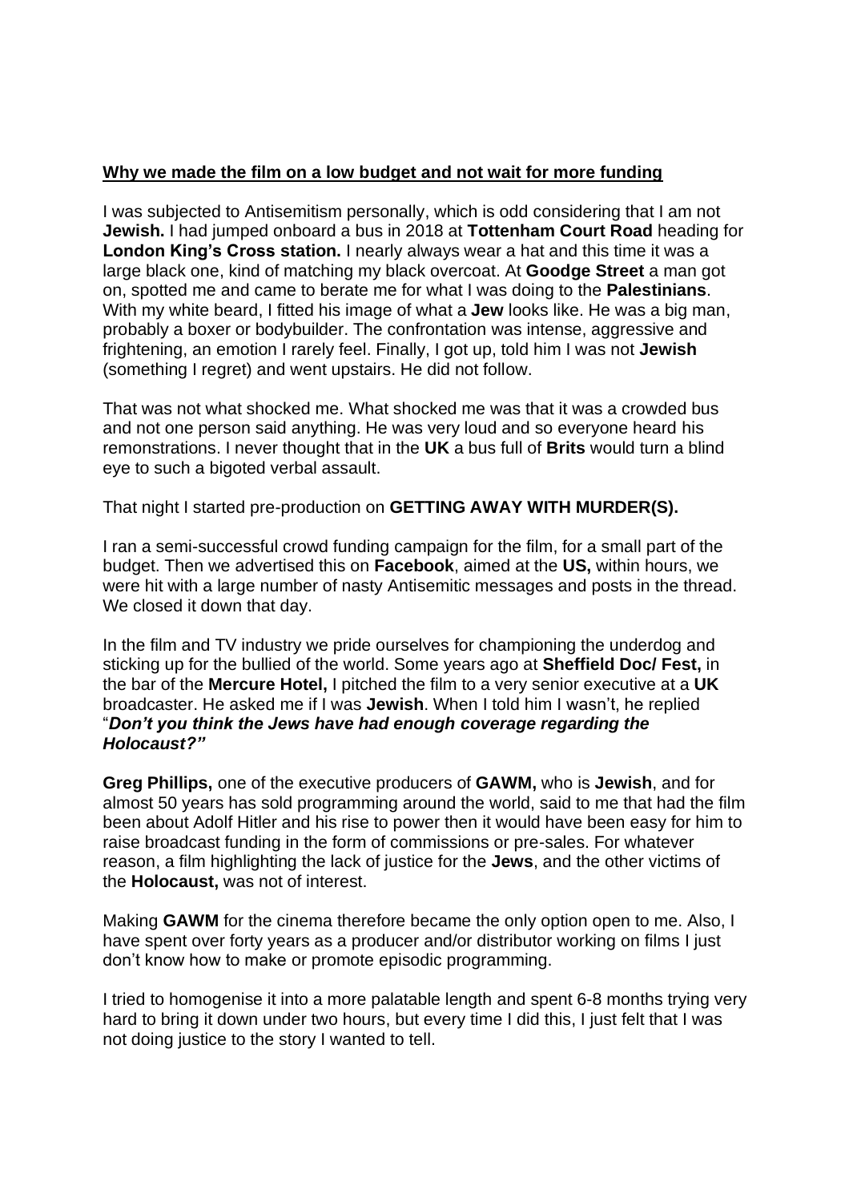**Why we made the film on a low budget and not wait for more funding**

I was subjected to Antisemitism personally, which is odd considering that I am not **Jewish.** I had jumped onboard a bus in 2018 at **Tottenham Court Road** heading for **London King's Cross station.** I nearly always wear a hat and this time it was a large black one, kind of matching my black overcoat. At **Goodge Street** a man got on, spotted me and came to berate me for what I was doing to the **Palestinians**. With my white beard, I fitted his image of what a **Jew** looks like. He was a big man, probably a boxer or bodybuilder. The confrontation was intense, aggressive and frightening, an emotion I rarely feel. Finally, I got up, told him I was not **Jewish** (something I regret) and went upstairs. He did not follow.

That was not what shocked me. What shocked me was that it was a crowded bus and not one person said anything. He was very loud and so everyone heard his remonstrations. I never thought that in the **UK** a bus full of **Brits** would turn a blind eye to such a bigoted verbal assault.

That night I started pre-production on **GETTING AWAY WITH MURDER(S).**

I ran a semi-successful crowd funding campaign for the film, for a small part of the budget. Then we advertised this on **Facebook**, aimed at the **US,** within hours, we were hit with a large number of nasty Antisemitic messages and posts in the thread. We closed it down that day.

In the film and TV industry we pride ourselves for championing the underdog and sticking up for the bullied of the world. Some years ago at **Sheffield Doc/ Fest,** in the bar of the **Mercure Hotel,** I pitched the film to a very senior executive at a **UK** broadcaster. He asked me if I was **Jewish**. When I told him I wasn't, he replied "***Don't you think the Jews have had enough coverage regarding the Holocaust?"***

**Greg Phillips,** one of the executive producers of **GAWM,** who is **Jewish**, and for almost 50 years has sold programming around the world, said to me that had the film been about Adolf Hitler and his rise to power then it would have been easy for him to raise broadcast funding in the form of commissions or pre-sales. For whatever reason, a film highlighting the lack of justice for the **Jews**, and the other victims of the **Holocaust,** was not of interest.

Making **GAWM** for the cinema therefore became the only option open to me. Also, I have spent over forty years as a producer and/or distributor working on films I just don't know how to make or promote episodic programming.

I tried to homogenise it into a more palatable length and spent 6-8 months trying very hard to bring it down under two hours, but every time I did this, I just felt that I was not doing justice to the story I wanted to tell.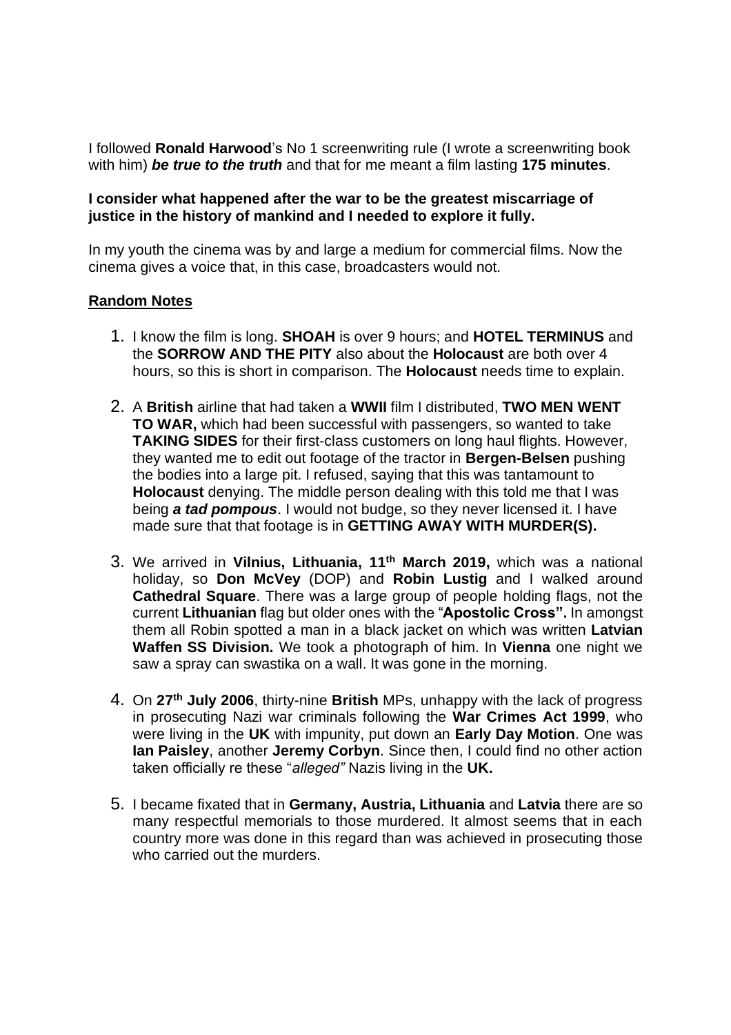I followed **Ronald Harwood**'s No 1 screenwriting rule (I wrote a screenwriting book with him) ***be true to the truth*** and that for me meant a film lasting **175 minutes**.

**I consider what happened after the war to be the greatest miscarriage of justice in the history of mankind and I needed to explore it fully.**

In my youth the cinema was by and large a medium for commercial films. Now the cinema gives a voice that, in this case, broadcasters would not.

**Random Notes**

1. I know the film is long. **SHOAH** is over 9 hours; and **HOTEL TERMINUS** and the **SORROW AND THE PITY** also about the **Holocaust** are both over 4 hours, so this is short in comparison. The **Holocaust** needs time to explain.

2. A **British** airline that had taken a **WWII** film I distributed, **TWO MEN WENT TO WAR,** which had been successful with passengers, so wanted to take **TAKING SIDES** for their first-class customers on long haul flights. However, they wanted me to edit out footage of the tractor in **Bergen-Belsen** pushing the bodies into a large pit. I refused, saying that this was tantamount to **Holocaust** denying. The middle person dealing with this told me that I was being ***a tad pompous***. I would not budge, so they never licensed it. I have made sure that that footage is in **GETTING AWAY WITH MURDER(S).**

3. We arrived in **Vilnius, Lithuania, 11th March 2019,** which was a national holiday, so **Don McVey** (DOP) and **Robin Lustig** and I walked around **Cathedral Square**. There was a large group of people holding flags, not the current **Lithuanian** flag but older ones with the "**Apostolic Cross''.** In amongst them all Robin spotted a man in a black jacket on which was written **Latvian Waffen SS Division.** We took a photograph of him. In **Vienna** one night we saw a spray can swastika on a wall. It was gone in the morning.

4. On **27th July 2006**, thirty-nine **British** MPs, unhappy with the lack of progress in prosecuting Nazi war criminals following the **War Crimes Act 1999**, who were living in the **UK** with impunity, put down an **Early Day Motion**. One was **Ian Paisley**, another **Jeremy Corbyn**. Since then, I could find no other action taken officially re these "*alleged"* Nazis living in the **UK.**

5. I became fixated that in **Germany, Austria, Lithuania** and **Latvia** there are so many respectful memorials to those murdered. It almost seems that in each country more was done in this regard than was achieved in prosecuting those who carried out the murders.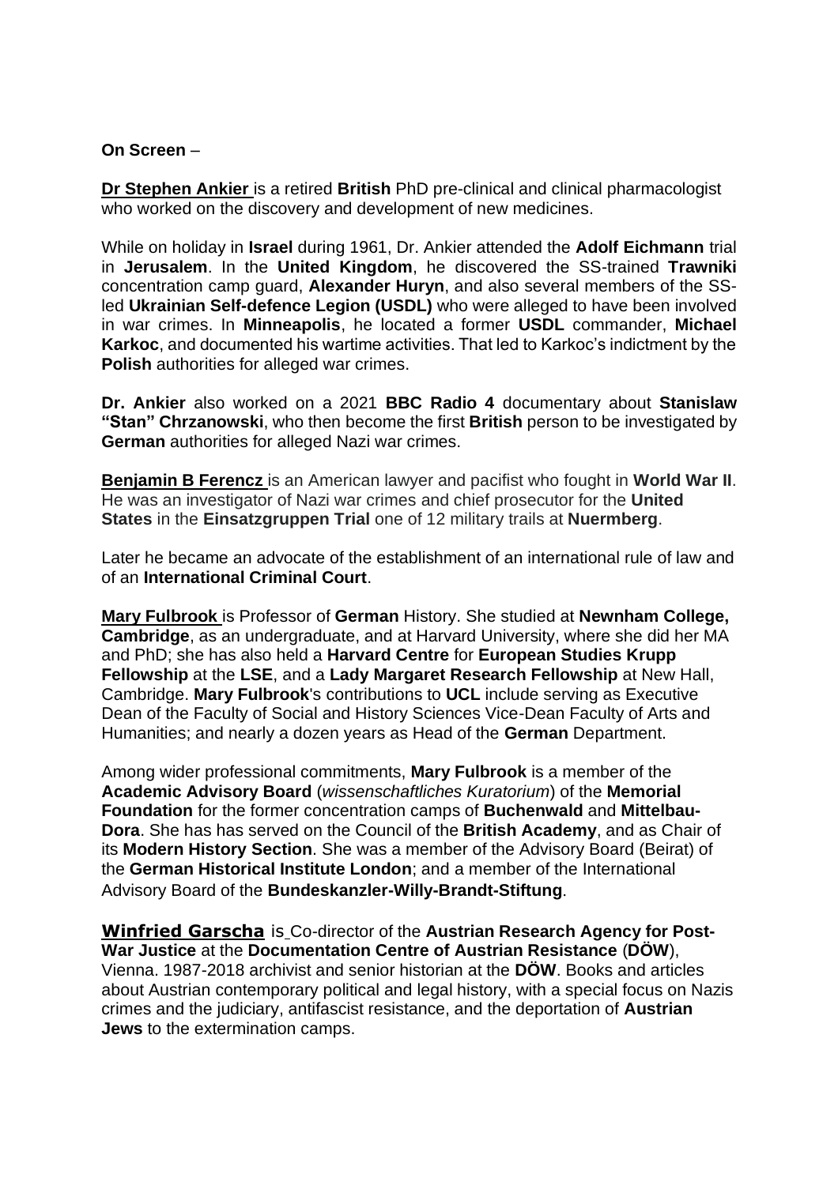**On Screen** –

**Dr Stephen Ankier** is a retired **British** PhD pre-clinical and clinical pharmacologist who worked on the discovery and development of new medicines.

While on holiday in **Israel** during 1961, Dr. Ankier attended the **Adolf Eichmann** trial in **Jerusalem**. In the **United Kingdom**, he discovered the SS-trained **Trawniki** concentration camp guard, **Alexander Huryn**, and also several members of the SS-led **Ukrainian Self-defence Legion (USDL)** who were alleged to have been involved in war crimes. In **Minneapolis**, he located a former **USDL** commander, **Michael Karkoc**, and documented his wartime activities. That led to Karkoc's indictment by the **Polish** authorities for alleged war crimes.

**Dr. Ankier** also worked on a 2021 **BBC Radio 4** documentary about **Stanislaw "Stan" Chrzanowski**, who then become the first **British** person to be investigated by **German** authorities for alleged Nazi war crimes.

**Benjamin B Ferencz** is an American lawyer and pacifist who fought in **World War II**. He was an investigator of Nazi war crimes and chief prosecutor for the **United States** in the **Einsatzgruppen Trial** one of 12 military trails at **Nuermberg**.

Later he became an advocate of the establishment of an international rule of law and of an **International Criminal Court**.

**Mary Fulbrook** is Professor of **German** History. She studied at **Newnham College, Cambridge**, as an undergraduate, and at Harvard University, where she did her MA and PhD; she has also held a **Harvard Centre** for **European Studies Krupp Fellowship** at the **LSE**, and a **Lady Margaret Research Fellowship** at New Hall, Cambridge. **Mary Fulbrook**'s contributions to **UCL** include serving as Executive Dean of the Faculty of Social and History Sciences Vice-Dean Faculty of Arts and Humanities; and nearly a dozen years as Head of the **German** Department.

Among wider professional commitments, **Mary Fulbrook** is a member of the **Academic Advisory Board** (*wissenschaftliches Kuratorium*) of the **Memorial Foundation** for the former concentration camps of **Buchenwald** and **Mittelbau-Dora**. She has has served on the Council of the **British Academy**, and as Chair of its **Modern History Section**. She was a member of the Advisory Board (Beirat) of the **German Historical Institute London**; and a member of the International Advisory Board of the **Bundeskanzler-Willy-Brandt-Stiftung**.

**Winfried Garscha** is Co-director of the **Austrian Research Agency for Post-War Justice** at the **Documentation Centre of Austrian Resistance** (**DÖW**), Vienna. 1987-2018 archivist and senior historian at the **DÖW**. Books and articles about Austrian contemporary political and legal history, with a special focus on Nazis crimes and the judiciary, antifascist resistance, and the deportation of **Austrian Jews** to the extermination camps.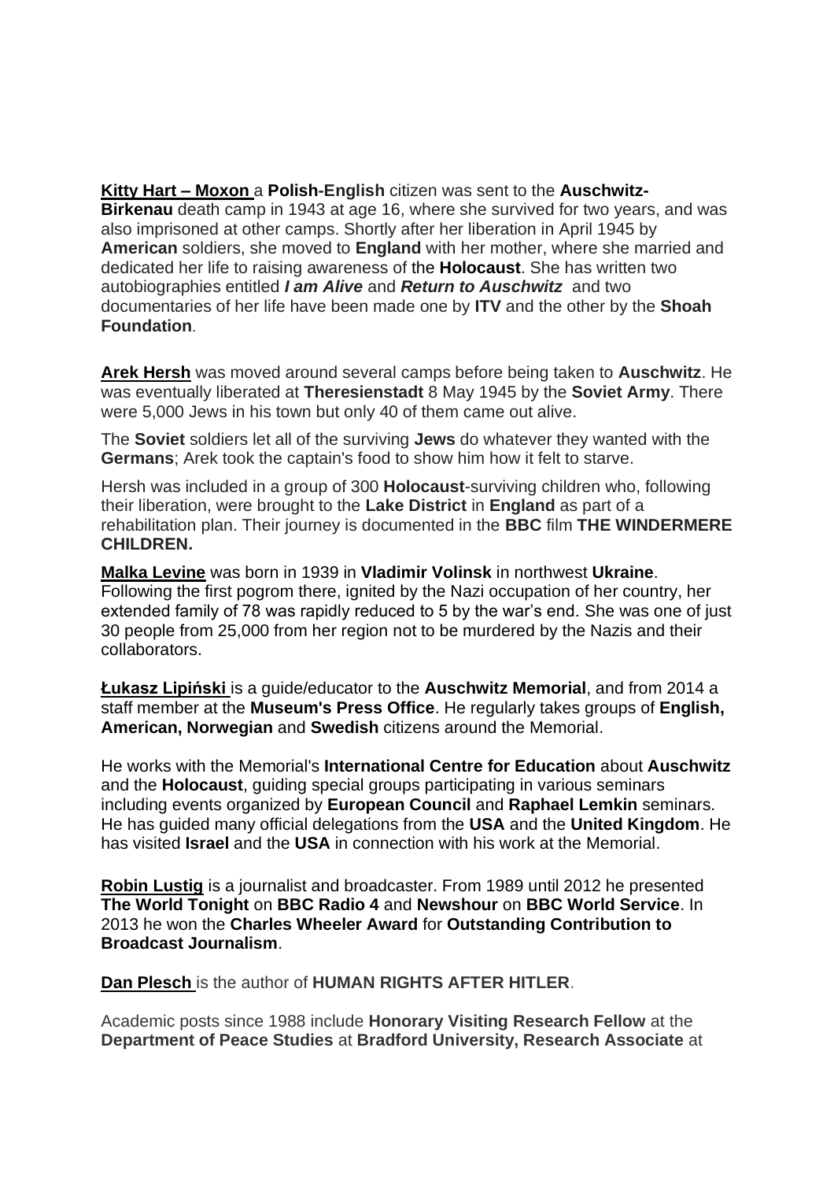**Kitty Hart – Moxon** a **Polish-English** citizen was sent to the **Auschwitz-Birkenau** death camp in 1943 at age 16, where she survived for two years, and was also imprisoned at other camps. Shortly after her liberation in April 1945 by **American** soldiers, she moved to **England** with her mother, where she married and dedicated her life to raising awareness of the **Holocaust**. She has written two autobiographies entitled ***I am Alive*** and ***Return to Auschwitz*** and two documentaries of her life have been made one by **ITV** and the other by the **Shoah Foundation**.

**Arek Hersh** was moved around several camps before being taken to **Auschwitz**. He was eventually liberated at **Theresienstadt** 8 May 1945 by the **Soviet Army**. There were 5,000 Jews in his town but only 40 of them came out alive.

The **Soviet** soldiers let all of the surviving **Jews** do whatever they wanted with the **Germans**; Arek took the captain's food to show him how it felt to starve.

Hersh was included in a group of 300 **Holocaust**-surviving children who, following their liberation, were brought to the **Lake District** in **England** as part of a rehabilitation plan. Their journey is documented in the **BBC** film **THE WINDERMERE CHILDREN.**

**Malka Levine** was born in 1939 in **Vladimir Volinsk** in northwest **Ukraine**. Following the first pogrom there, ignited by the Nazi occupation of her country, her extended family of 78 was rapidly reduced to 5 by the war's end. She was one of just 30 people from 25,000 from her region not to be murdered by the Nazis and their collaborators.

**Łukasz Lipiński** is a guide/educator to the **Auschwitz Memorial**, and from 2014 a staff member at the **Museum's Press Office**. He regularly takes groups of **English, American, Norwegian** and **Swedish** citizens around the Memorial.

He works with the Memorial's **International Centre for Education** about **Auschwitz** and the **Holocaust**, guiding special groups participating in various seminars including events organized by **European Council** and **Raphael Lemkin** seminars. He has guided many official delegations from the **USA** and the **United Kingdom**. He has visited **Israel** and the **USA** in connection with his work at the Memorial.

**Robin Lustig** is a journalist and broadcaster. From 1989 until 2012 he presented **The World Tonight** on **BBC Radio 4** and **Newshour** on **BBC World Service**. In 2013 he won the **Charles Wheeler Award** for **Outstanding Contribution to Broadcast Journalism**.

**Dan Plesch** is the author of **HUMAN RIGHTS AFTER HITLER**.

Academic posts since 1988 include **Honorary Visiting Research Fellow** at the **Department of Peace Studies** at **Bradford University, Research Associate** at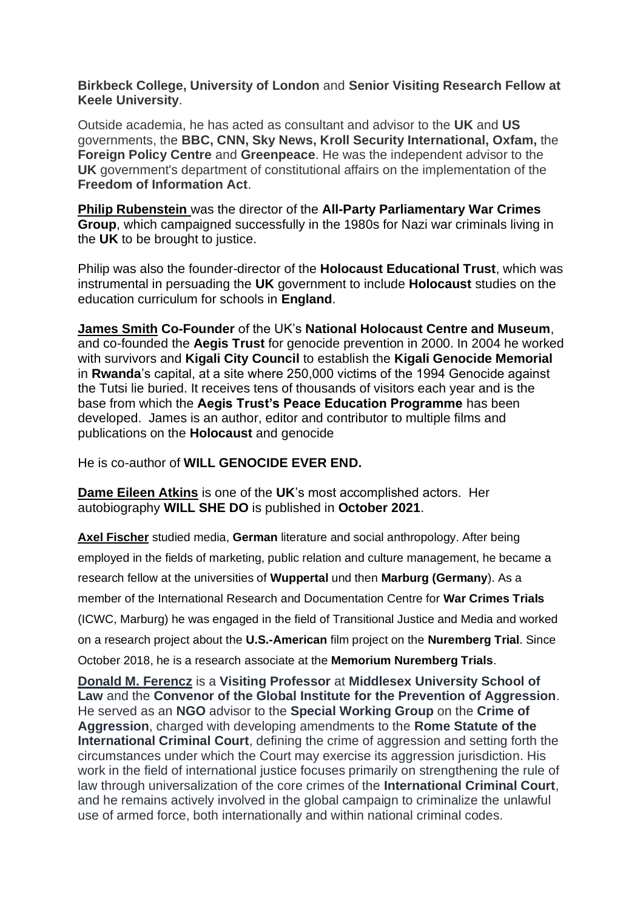**Birkbeck College, University of London** and **Senior Visiting Research Fellow at Keele University**.

Outside academia, he has acted as consultant and advisor to the **UK** and **US** governments, the **BBC, CNN, Sky News, Kroll Security International, Oxfam,** the **Foreign Policy Centre** and **Greenpeace**. He was the independent advisor to the **UK** government's department of constitutional affairs on the implementation of the **Freedom of Information Act**.

**Philip Rubenstein** was the director of the **All-Party Parliamentary War Crimes Group**, which campaigned successfully in the 1980s for Nazi war criminals living in the **UK** to be brought to justice.

Philip was also the founder-director of the **Holocaust Educational Trust**, which was instrumental in persuading the **UK** government to include **Holocaust** studies on the education curriculum for schools in **England**.

**James Smith Co-Founder** of the UK's **National Holocaust Centre and Museum**, and co-founded the **Aegis Trust** for genocide prevention in 2000. In 2004 he worked with survivors and **Kigali City Council** to establish the **Kigali Genocide Memorial** in **Rwanda**'s capital, at a site where 250,000 victims of the 1994 Genocide against the Tutsi lie buried. It receives tens of thousands of visitors each year and is the base from which the **Aegis Trust's Peace Education Programme** has been developed. James is an author, editor and contributor to multiple films and publications on the **Holocaust** and genocide

He is co-author of **WILL GENOCIDE EVER END.**

**Dame Eileen Atkins** is one of the **UK**'s most accomplished actors. Her autobiography **WILL SHE DO** is published in **October 2021**.

**Axel Fischer** studied media, **German** literature and social anthropology. After being employed in the fields of marketing, public relation and culture management, he became a research fellow at the universities of **Wuppertal** und then **Marburg (Germany**). As a member of the International Research and Documentation Centre for **War Crimes Trials** (ICWC, Marburg) he was engaged in the field of Transitional Justice and Media and worked on a research project about the **U.S.-American** film project on the **Nuremberg Trial**. Since October 2018, he is a research associate at the **Memorium Nuremberg Trials**.

**Donald M. Ferencz** is a **Visiting Professor** at **Middlesex University School of Law** and the **Convenor of the Global Institute for the Prevention of Aggression**. He served as an **NGO** advisor to the **Special Working Group** on the **Crime of Aggression**, charged with developing amendments to the **Rome Statute of the International Criminal Court**, defining the crime of aggression and setting forth the circumstances under which the Court may exercise its aggression jurisdiction. His work in the field of international justice focuses primarily on strengthening the rule of law through universalization of the core crimes of the **International Criminal Court**, and he remains actively involved in the global campaign to criminalize the unlawful use of armed force, both internationally and within national criminal codes.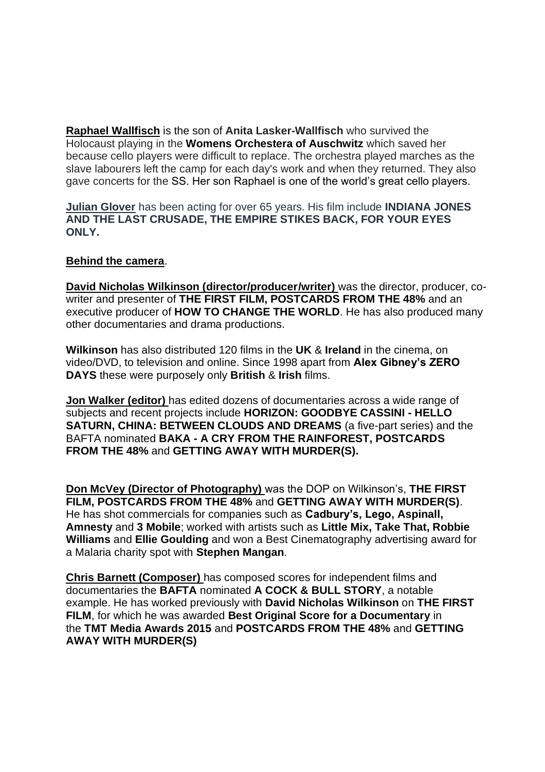**Raphael Wallfisch** is the son of **Anita Lasker-Wallfisch** who survived the Holocaust playing in the **Womens Orchestera of Auschwitz** which saved her because cello players were difficult to replace. The orchestra played marches as the slave labourers left the camp for each day's work and when they returned. They also gave concerts for the SS. Her son Raphael is one of the world's great cello players.

**Julian Glover** has been acting for over 65 years. His film include **INDIANA JONES AND THE LAST CRUSADE, THE EMPIRE STIKES BACK, FOR YOUR EYES ONLY.**

**Behind the camera**.

**David Nicholas Wilkinson (director/producer/writer)** was the director, producer, co-writer and presenter of **THE FIRST FILM, POSTCARDS FROM THE 48%** and an executive producer of **HOW TO CHANGE THE WORLD**. He has also produced many other documentaries and drama productions.

**Wilkinson** has also distributed 120 films in the **UK** & **Ireland** in the cinema, on video/DVD, to television and online. Since 1998 apart from **Alex Gibney's ZERO DAYS** these were purposely only **British** & **Irish** films.

**Jon Walker (editor)** has edited dozens of documentaries across a wide range of subjects and recent projects include **HORIZON: GOODBYE CASSINI - HELLO SATURN, CHINA: BETWEEN CLOUDS AND DREAMS** (a five-part series) and the BAFTA nominated **BAKA - A CRY FROM THE RAINFOREST, POSTCARDS FROM THE 48%** and **GETTING AWAY WITH MURDER(S).**

**Don McVey (Director of Photography)** was the DOP on Wilkinson's, **THE FIRST FILM, POSTCARDS FROM THE 48%** and **GETTING AWAY WITH MURDER(S)**. He has shot commercials for companies such as **Cadbury's, Lego, Aspinall, Amnesty** and **3 Mobile**; worked with artists such as **Little Mix, Take That, Robbie Williams** and **Ellie Goulding** and won a Best Cinematography advertising award for a Malaria charity spot with **Stephen Mangan**.

**Chris Barnett (Composer)** has composed scores for independent films and documentaries the **BAFTA** nominated **A COCK & BULL STORY**, a notable example. He has worked previously with **David Nicholas Wilkinson** on **THE FIRST FILM**, for which he was awarded **Best Original Score for a Documentary** in the **TMT Media Awards 2015** and **POSTCARDS FROM THE 48%** and **GETTING AWAY WITH MURDER(S)**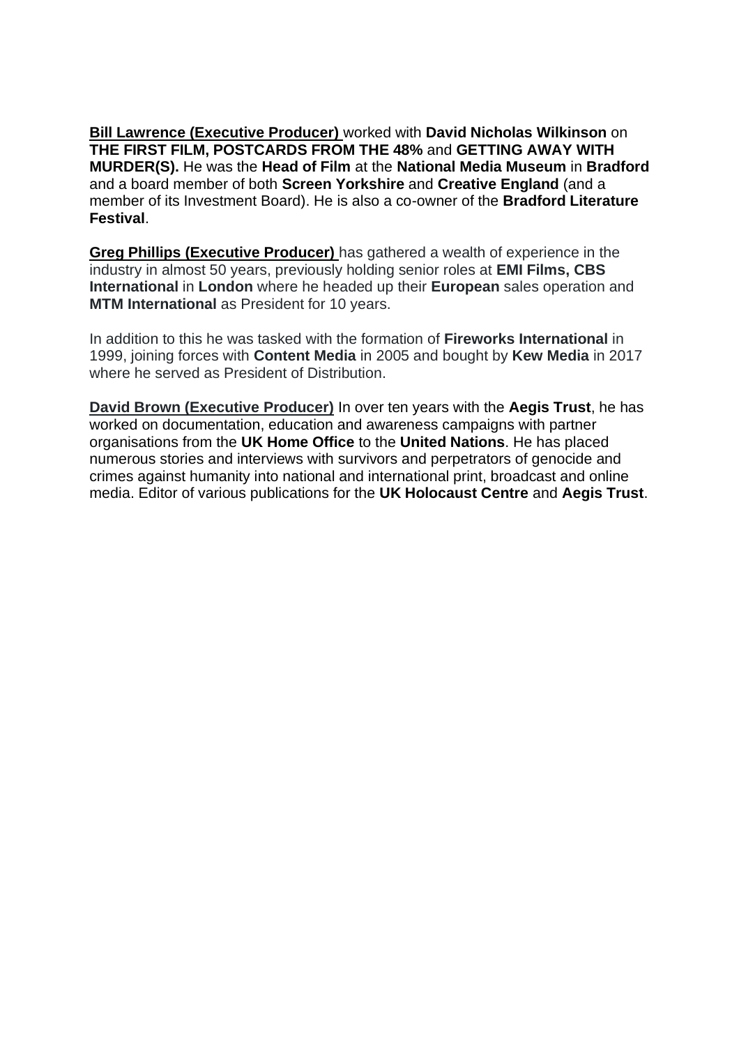**Bill Lawrence (Executive Producer)** worked with **David Nicholas Wilkinson** on **THE FIRST FILM, POSTCARDS FROM THE 48%** and **GETTING AWAY WITH MURDER(S).** He was the **Head of Film** at the **National Media Museum** in **Bradford** and a board member of both **Screen Yorkshire** and **Creative England** (and a member of its Investment Board). He is also a co-owner of the **Bradford Literature Festival**.

**Greg Phillips (Executive Producer)** has gathered a wealth of experience in the industry in almost 50 years, previously holding senior roles at **EMI Films, CBS International** in **London** where he headed up their **European** sales operation and **MTM International** as President for 10 years.

In addition to this he was tasked with the formation of **Fireworks International** in 1999, joining forces with **Content Media** in 2005 and bought by **Kew Media** in 2017 where he served as President of Distribution.

**David Brown (Executive Producer)** In over ten years with the **Aegis Trust**, he has worked on documentation, education and awareness campaigns with partner organisations from the **UK Home Office** to the **United Nations**. He has placed numerous stories and interviews with survivors and perpetrators of genocide and crimes against humanity into national and international print, broadcast and online media. Editor of various publications for the **UK Holocaust Centre** and **Aegis Trust**.